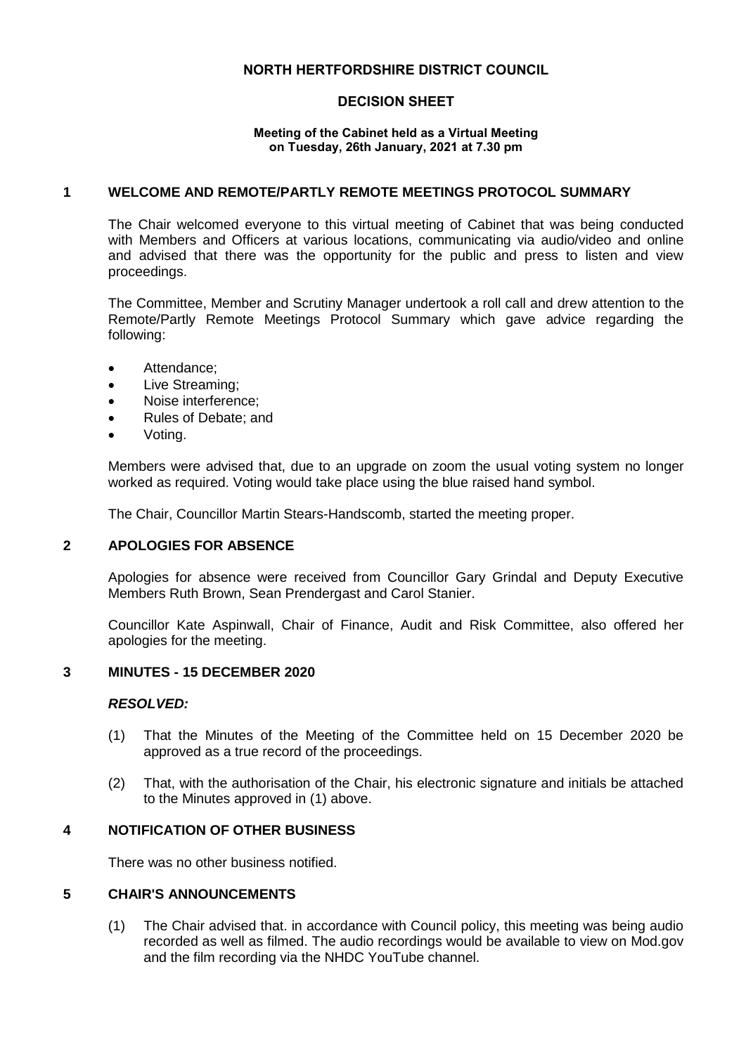# NORTH HERTFORDSHIRE DISTRICT COUNCIL

## DECISION SHEET

**Meeting of the Cabinet held as a Virtual Meeting on Tuesday, 26th January, 2021 at 7.30 pm**

## 1 WELCOME AND REMOTE/PARTLY REMOTE MEETINGS PROTOCOL SUMMARY

The Chair welcomed everyone to this virtual meeting of Cabinet that was being conducted with Members and Officers at various locations, communicating via audio/video and online and advised that there was the opportunity for the public and press to listen and view proceedings.

The Committee, Member and Scrutiny Manager undertook a roll call and drew attention to the Remote/Partly Remote Meetings Protocol Summary which gave advice regarding the following:

- Attendance;
- Live Streaming;
- Noise interference;
- Rules of Debate; and
- Voting.

Members were advised that, due to an upgrade on zoom the usual voting system no longer worked as required. Voting would take place using the blue raised hand symbol.

The Chair, Councillor Martin Stears-Handscomb, started the meeting proper.

## 2 APOLOGIES FOR ABSENCE

Apologies for absence were received from Councillor Gary Grindal and Deputy Executive Members Ruth Brown, Sean Prendergast and Carol Stanier.

Councillor Kate Aspinwall, Chair of Finance, Audit and Risk Committee, also offered her apologies for the meeting.

## 3 MINUTES - 15 DECEMBER 2020

***RESOLVED:***

(1) That the Minutes of the Meeting of the Committee held on 15 December 2020 be approved as a true record of the proceedings.

(2) That, with the authorisation of the Chair, his electronic signature and initials be attached to the Minutes approved in (1) above.

## 4 NOTIFICATION OF OTHER BUSINESS

There was no other business notified.

## 5 CHAIR'S ANNOUNCEMENTS

(1) The Chair advised that. in accordance with Council policy, this meeting was being audio recorded as well as filmed. The audio recordings would be available to view on Mod.gov and the film recording via the NHDC YouTube channel.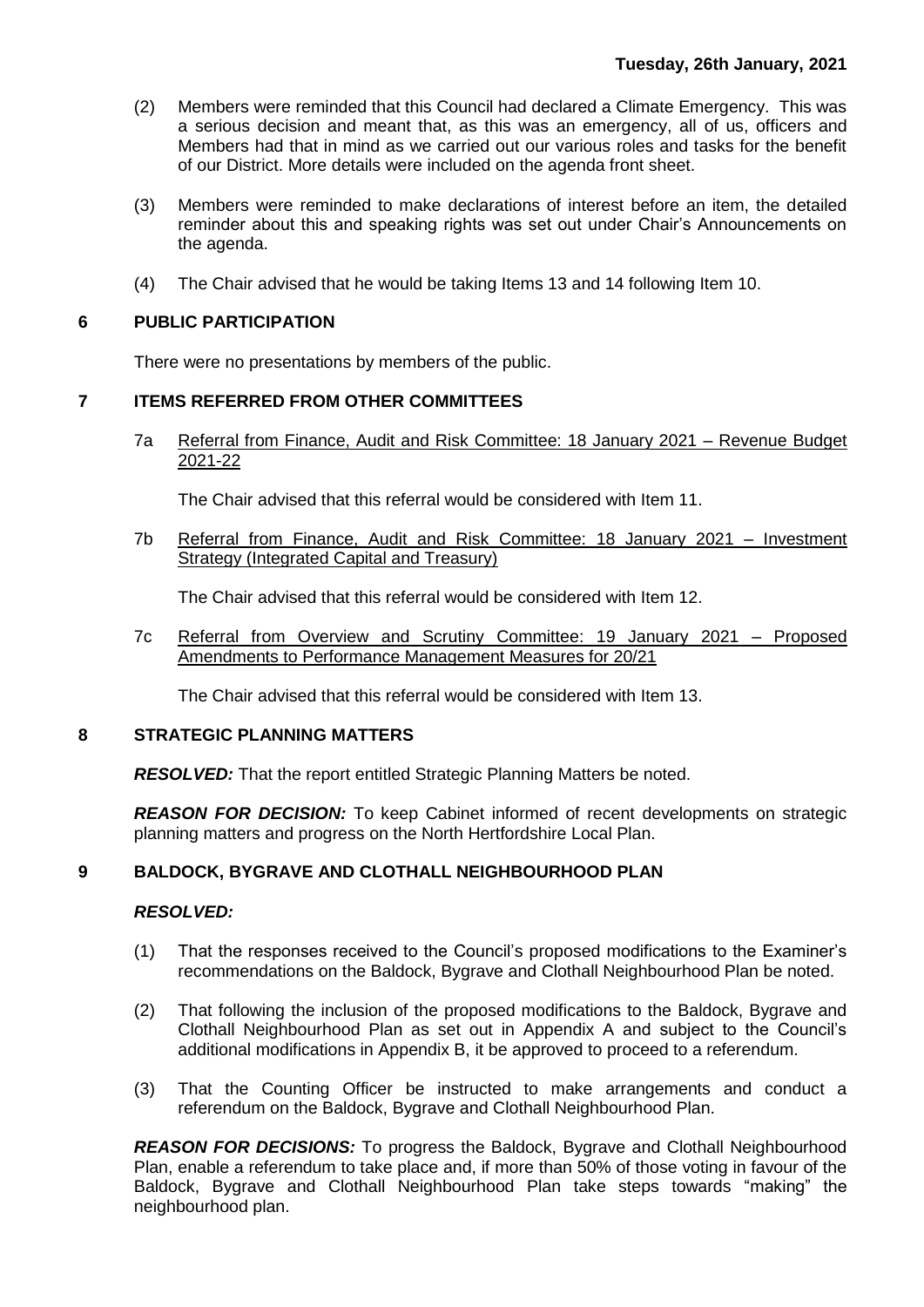(2) Members were reminded that this Council had declared a Climate Emergency. This was a serious decision and meant that, as this was an emergency, all of us, officers and Members had that in mind as we carried out our various roles and tasks for the benefit of our District. More details were included on the agenda front sheet.

(3) Members were reminded to make declarations of interest before an item, the detailed reminder about this and speaking rights was set out under Chair's Announcements on the agenda.

(4) The Chair advised that he would be taking Items 13 and 14 following Item 10.

## 6 PUBLIC PARTICIPATION

There were no presentations by members of the public.

## 7 ITEMS REFERRED FROM OTHER COMMITTEES

7a Referral from Finance, Audit and Risk Committee: 18 January 2021 – Revenue Budget 2021-22

The Chair advised that this referral would be considered with Item 11.

7b Referral from Finance, Audit and Risk Committee: 18 January 2021 – Investment Strategy (Integrated Capital and Treasury)

The Chair advised that this referral would be considered with Item 12.

7c Referral from Overview and Scrutiny Committee: 19 January 2021 – Proposed Amendments to Performance Management Measures for 20/21

The Chair advised that this referral would be considered with Item 13.

## 8 STRATEGIC PLANNING MATTERS

***RESOLVED:*** That the report entitled Strategic Planning Matters be noted.

***REASON FOR DECISION:*** To keep Cabinet informed of recent developments on strategic planning matters and progress on the North Hertfordshire Local Plan.

## 9 BALDOCK, BYGRAVE AND CLOTHALL NEIGHBOURHOOD PLAN

***RESOLVED:***

(1) That the responses received to the Council's proposed modifications to the Examiner's recommendations on the Baldock, Bygrave and Clothall Neighbourhood Plan be noted.

(2) That following the inclusion of the proposed modifications to the Baldock, Bygrave and Clothall Neighbourhood Plan as set out in Appendix A and subject to the Council's additional modifications in Appendix B, it be approved to proceed to a referendum.

(3) That the Counting Officer be instructed to make arrangements and conduct a referendum on the Baldock, Bygrave and Clothall Neighbourhood Plan.

***REASON FOR DECISIONS:*** To progress the Baldock, Bygrave and Clothall Neighbourhood Plan, enable a referendum to take place and, if more than 50% of those voting in favour of the Baldock, Bygrave and Clothall Neighbourhood Plan take steps towards "making" the neighbourhood plan.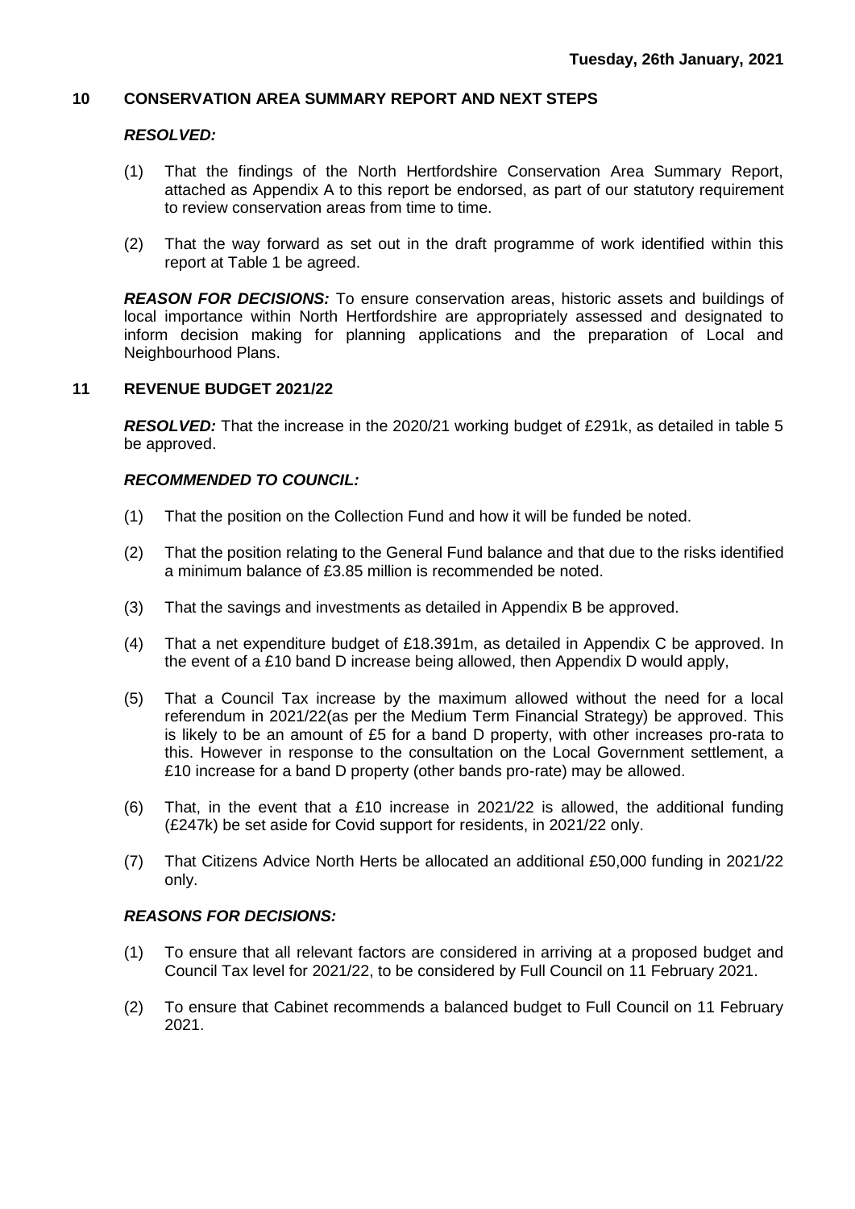**Tuesday, 26th January, 2021**

## 10 CONSERVATION AREA SUMMARY REPORT AND NEXT STEPS

***RESOLVED:***

(1) That the findings of the North Hertfordshire Conservation Area Summary Report, attached as Appendix A to this report be endorsed, as part of our statutory requirement to review conservation areas from time to time.

(2) That the way forward as set out in the draft programme of work identified within this report at Table 1 be agreed.

***REASON FOR DECISIONS:*** To ensure conservation areas, historic assets and buildings of local importance within North Hertfordshire are appropriately assessed and designated to inform decision making for planning applications and the preparation of Local and Neighbourhood Plans.

## 11 REVENUE BUDGET 2021/22

***RESOLVED:*** That the increase in the 2020/21 working budget of £291k, as detailed in table 5 be approved.

***RECOMMENDED TO COUNCIL:***

(1) That the position on the Collection Fund and how it will be funded be noted.

(2) That the position relating to the General Fund balance and that due to the risks identified a minimum balance of £3.85 million is recommended be noted.

(3) That the savings and investments as detailed in Appendix B be approved.

(4) That a net expenditure budget of £18.391m, as detailed in Appendix C be approved. In the event of a £10 band D increase being allowed, then Appendix D would apply,

(5) That a Council Tax increase by the maximum allowed without the need for a local referendum in 2021/22(as per the Medium Term Financial Strategy) be approved. This is likely to be an amount of £5 for a band D property, with other increases pro-rata to this. However in response to the consultation on the Local Government settlement, a £10 increase for a band D property (other bands pro-rate) may be allowed.

(6) That, in the event that a £10 increase in 2021/22 is allowed, the additional funding (£247k) be set aside for Covid support for residents, in 2021/22 only.

(7) That Citizens Advice North Herts be allocated an additional £50,000 funding in 2021/22 only.

***REASONS FOR DECISIONS:***

(1) To ensure that all relevant factors are considered in arriving at a proposed budget and Council Tax level for 2021/22, to be considered by Full Council on 11 February 2021.

(2) To ensure that Cabinet recommends a balanced budget to Full Council on 11 February 2021.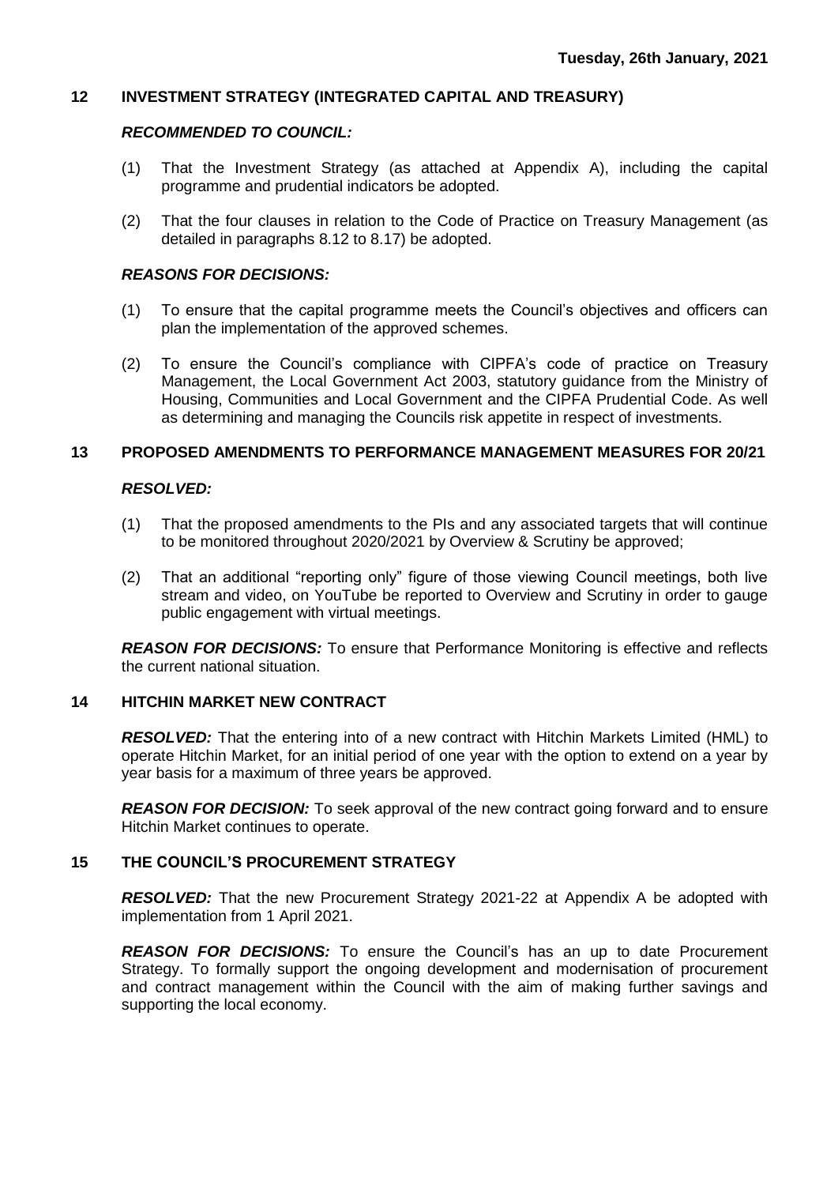**Tuesday, 26th January, 2021**

## 12 INVESTMENT STRATEGY (INTEGRATED CAPITAL AND TREASURY)

***RECOMMENDED TO COUNCIL:***

(1) That the Investment Strategy (as attached at Appendix A), including the capital programme and prudential indicators be adopted.

(2) That the four clauses in relation to the Code of Practice on Treasury Management (as detailed in paragraphs 8.12 to 8.17) be adopted.

***REASONS FOR DECISIONS:***

(1) To ensure that the capital programme meets the Council's objectives and officers can plan the implementation of the approved schemes.

(2) To ensure the Council's compliance with CIPFA's code of practice on Treasury Management, the Local Government Act 2003, statutory guidance from the Ministry of Housing, Communities and Local Government and the CIPFA Prudential Code. As well as determining and managing the Councils risk appetite in respect of investments.

## 13 PROPOSED AMENDMENTS TO PERFORMANCE MANAGEMENT MEASURES FOR 20/21

***RESOLVED:***

(1) That the proposed amendments to the PIs and any associated targets that will continue to be monitored throughout 2020/2021 by Overview & Scrutiny be approved;

(2) That an additional "reporting only" figure of those viewing Council meetings, both live stream and video, on YouTube be reported to Overview and Scrutiny in order to gauge public engagement with virtual meetings.

***REASON FOR DECISIONS:*** To ensure that Performance Monitoring is effective and reflects the current national situation.

## 14 HITCHIN MARKET NEW CONTRACT

***RESOLVED:*** That the entering into of a new contract with Hitchin Markets Limited (HML) to operate Hitchin Market, for an initial period of one year with the option to extend on a year by year basis for a maximum of three years be approved.

***REASON FOR DECISION:*** To seek approval of the new contract going forward and to ensure Hitchin Market continues to operate.

## 15 THE COUNCIL'S PROCUREMENT STRATEGY

***RESOLVED:*** That the new Procurement Strategy 2021-22 at Appendix A be adopted with implementation from 1 April 2021.

***REASON FOR DECISIONS:*** To ensure the Council's has an up to date Procurement Strategy. To formally support the ongoing development and modernisation of procurement and contract management within the Council with the aim of making further savings and supporting the local economy.